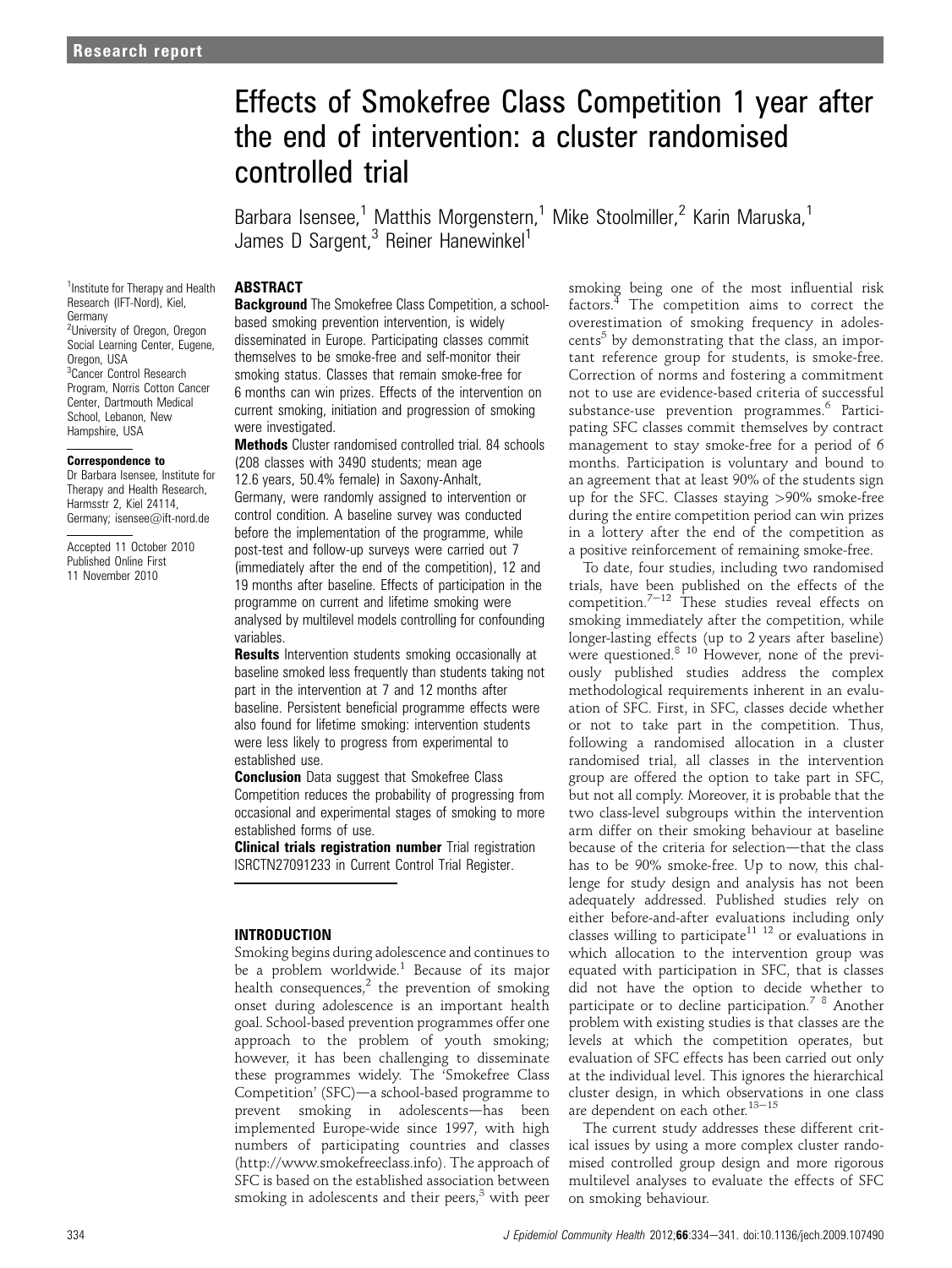Research report

# Effects of Smokefree Class Competition 1 year after the end of intervention: a cluster randomised controlled trial

Barbara Isensee,[1] Matthis Morgenstern,[1] Mike Stoolmiller,[2] Karin Maruska,[1] James D Sargent,[3] Reiner Hanewinkel[1]

[1]Institute for Therapy and Health Research (IFT-Nord), Kiel, Germany
[2]University of Oregon, Oregon Social Learning Center, Eugene, Oregon, USA
[3]Cancer Control Research Program, Norris Cotton Cancer Center, Dartmouth Medical School, Lebanon, New Hampshire, USA

**Correspondence to**
Dr Barbara Isensee, Institute for Therapy and Health Research, Harmsstr 2, Kiel 24114, Germany; isensee@ift-nord.de

Accepted 11 October 2010
Published Online First 11 November 2010

## ABSTRACT

**Background** The Smokefree Class Competition, a school-based smoking prevention intervention, is widely disseminated in Europe. Participating classes commit themselves to be smoke-free and self-monitor their smoking status. Classes that remain smoke-free for 6 months can win prizes. Effects of the intervention on current smoking, initiation and progression of smoking were investigated.

**Methods** Cluster randomised controlled trial. 84 schools (208 classes with 3490 students; mean age 12.6 years, 50.4% female) in Saxony-Anhalt, Germany, were randomly assigned to intervention or control condition. A baseline survey was conducted before the implementation of the programme, while post-test and follow-up surveys were carried out 7 (immediately after the end of the competition), 12 and 19 months after baseline. Effects of participation in the programme on current and lifetime smoking were analysed by multilevel models controlling for confounding variables.

**Results** Intervention students smoking occasionally at baseline smoked less frequently than students taking not part in the intervention at 7 and 12 months after baseline. Persistent beneficial programme effects were also found for lifetime smoking: intervention students were less likely to progress from experimental to established use.

**Conclusion** Data suggest that Smokefree Class Competition reduces the probability of progressing from occasional and experimental stages of smoking to more established forms of use.

**Clinical trials registration number** Trial registration ISRCTN27091233 in Current Control Trial Register.

## INTRODUCTION

Smoking begins during adolescence and continues to be a problem worldwide.[1] Because of its major health consequences,[2] the prevention of smoking onset during adolescence is an important health goal. School-based prevention programmes offer one approach to the problem of youth smoking; however, it has been challenging to disseminate these programmes widely. The 'Smokefree Class Competition' (SFC)—a school-based programme to prevent smoking in adolescents—has been implemented Europe-wide since 1997, with high numbers of participating countries and classes (http://www.smokefreeclass.info). The approach of SFC is based on the established association between smoking in adolescents and their peers,[3] with peer smoking being one of the most influential risk factors.[4] The competition aims to correct the overestimation of smoking frequency in adolescents[5] by demonstrating that the class, an important reference group for students, is smoke-free. Correction of norms and fostering a commitment not to use are evidence-based criteria of successful substance-use prevention programmes.[6] Participating SFC classes commit themselves by contract management to stay smoke-free for a period of 6 months. Participation is voluntary and bound to an agreement that at least 90% of the students sign up for the SFC. Classes staying >90% smoke-free during the entire competition period can win prizes in a lottery after the end of the competition as a positive reinforcement of remaining smoke-free.

To date, four studies, including two randomised trials, have been published on the effects of the competition.[7–12] These studies reveal effects on smoking immediately after the competition, while longer-lasting effects (up to 2 years after baseline) were questioned.[8 10] However, none of the previously published studies address the complex methodological requirements inherent in an evaluation of SFC. First, in SFC, classes decide whether or not to take part in the competition. Thus, following a randomised allocation in a cluster randomised trial, all classes in the intervention group are offered the option to take part in SFC, but not all comply. Moreover, it is probable that the two class-level subgroups within the intervention arm differ on their smoking behaviour at baseline because of the criteria for selection—that the class has to be 90% smoke-free. Up to now, this challenge for study design and analysis has not been adequately addressed. Published studies rely on either before-and-after evaluations including only classes willing to participate[11 12] or evaluations in which allocation to the intervention group was equated with participation in SFC, that is classes did not have the option to decide whether to participate or to decline participation.[7 8] Another problem with existing studies is that classes are the levels at which the competition operates, but evaluation of SFC effects has been carried out only at the individual level. This ignores the hierarchical cluster design, in which observations in one class are dependent on each other.[13–15]

The current study addresses these different critical issues by using a more complex cluster randomised controlled group design and more rigorous multilevel analyses to evaluate the effects of SFC on smoking behaviour.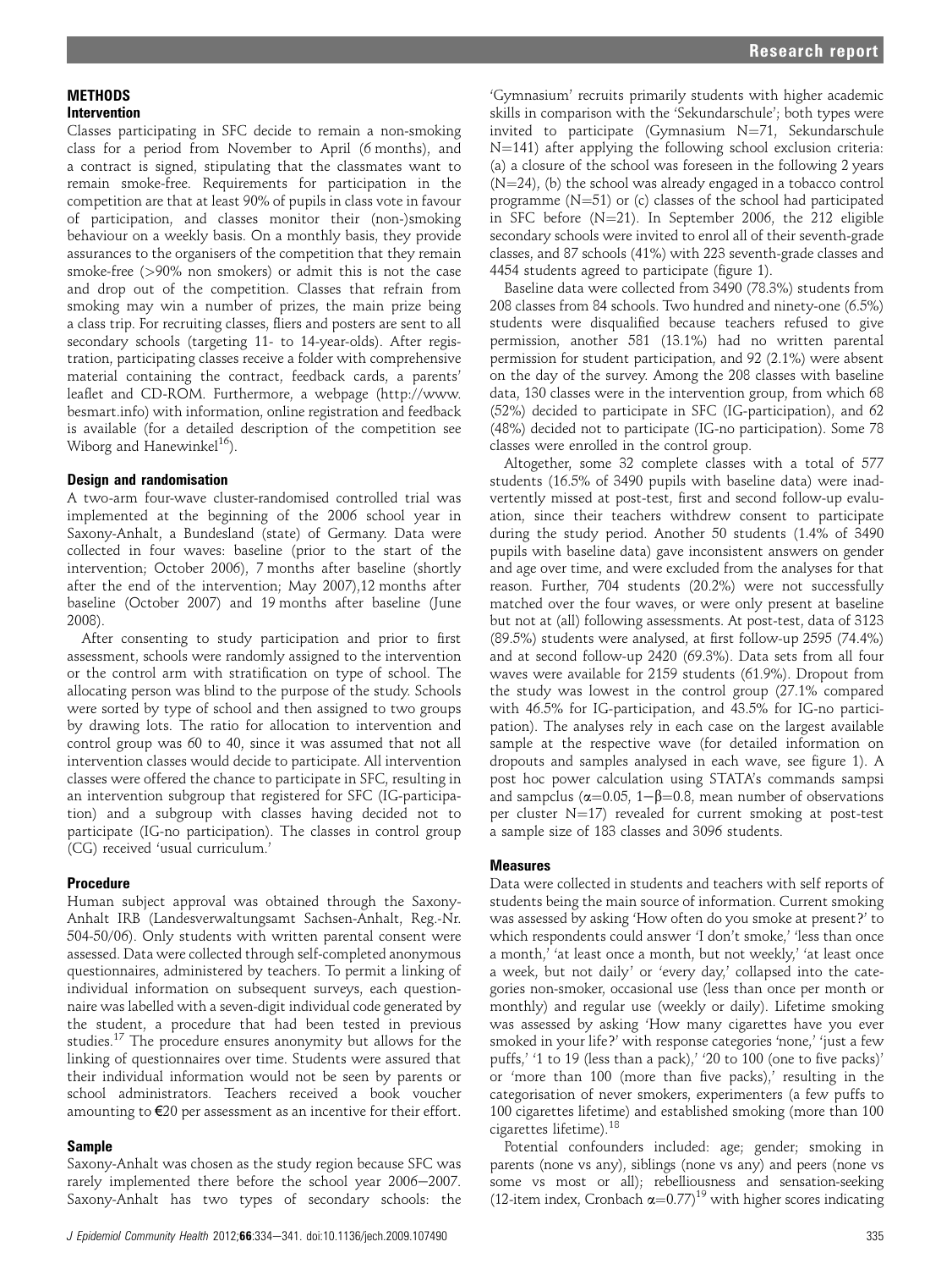## METHODS

### Intervention

Classes participating in SFC decide to remain a non-smoking class for a period from November to April (6 months), and a contract is signed, stipulating that the classmates want to remain smoke-free. Requirements for participation in the competition are that at least 90% of pupils in class vote in favour of participation, and classes monitor their (non-)smoking behaviour on a weekly basis. On a monthly basis, they provide assurances to the organisers of the competition that they remain smoke-free (>90% non smokers) or admit this is not the case and drop out of the competition. Classes that refrain from smoking may win a number of prizes, the main prize being a class trip. For recruiting classes, fliers and posters are sent to all secondary schools (targeting 11- to 14-year-olds). After registration, participating classes receive a folder with comprehensive material containing the contract, feedback cards, a parents' leaflet and CD-ROM. Furthermore, a webpage (http://www.besmart.info) with information, online registration and feedback is available (for a detailed description of the competition see Wiborg and Hanewinkel[16]).

### Design and randomisation

A two-arm four-wave cluster-randomised controlled trial was implemented at the beginning of the 2006 school year in Saxony-Anhalt, a Bundesland (state) of Germany. Data were collected in four waves: baseline (prior to the start of the intervention; October 2006), 7 months after baseline (shortly after the end of the intervention; May 2007), 12 months after baseline (October 2007) and 19 months after baseline (June 2008).

After consenting to study participation and prior to first assessment, schools were randomly assigned to the intervention or the control arm with stratification on type of school. The allocating person was blind to the purpose of the study. Schools were sorted by type of school and then assigned to two groups by drawing lots. The ratio for allocation to intervention and control group was 60 to 40, since it was assumed that not all intervention classes would decide to participate. All intervention classes were offered the chance to participate in SFC, resulting in an intervention subgroup that registered for SFC (IG-participation) and a subgroup with classes having decided not to participate (IG-no participation). The classes in control group (CG) received 'usual curriculum.'

### Procedure

Human subject approval was obtained through the Saxony-Anhalt IRB (Landesverwaltungsamt Sachsen-Anhalt, Reg.-Nr. 504-50/06). Only students with written parental consent were assessed. Data were collected through self-completed anonymous questionnaires, administered by teachers. To permit a linking of individual information on subsequent surveys, each questionnaire was labelled with a seven-digit individual code generated by the student, a procedure that had been tested in previous studies.[17] The procedure ensures anonymity but allows for the linking of questionnaires over time. Students were assured that their individual information would not be seen by parents or school administrators. Teachers received a book voucher amounting to €20 per assessment as an incentive for their effort.

### Sample

Saxony-Anhalt was chosen as the study region because SFC was rarely implemented there before the school year 2006–2007. Saxony-Anhalt has two types of secondary schools: the 'Gymnasium' recruits primarily students with higher academic skills in comparison with the 'Sekundarschule'; both types were invited to participate (Gymnasium N=71, Sekundarschule N=141) after applying the following school exclusion criteria: (a) a closure of the school was foreseen in the following 2 years (N=24), (b) the school was already engaged in a tobacco control programme (N=51) or (c) classes of the school had participated in SFC before (N=21). In September 2006, the 212 eligible secondary schools were invited to enrol all of their seventh-grade classes, and 87 schools (41%) with 223 seventh-grade classes and 4454 students agreed to participate (figure 1).

Baseline data were collected from 3490 (78.3%) students from 208 classes from 84 schools. Two hundred and ninety-one (6.5%) students were disqualified because teachers refused to give permission, another 581 (13.1%) had no written parental permission for student participation, and 92 (2.1%) were absent on the day of the survey. Among the 208 classes with baseline data, 130 classes were in the intervention group, from which 68 (52%) decided to participate in SFC (IG-participation), and 62 (48%) decided not to participate (IG-no participation). Some 78 classes were enrolled in the control group.

Altogether, some 32 complete classes with a total of 577 students (16.5% of 3490 pupils with baseline data) were inadvertently missed at post-test, first and second follow-up evaluation, since their teachers withdrew consent to participate during the study period. Another 50 students (1.4% of 3490 pupils with baseline data) gave inconsistent answers on gender and age over time, and were excluded from the analyses for that reason. Further, 704 students (20.2%) were not successfully matched over the four waves, or were only present at baseline but not at (all) following assessments. At post-test, data of 3123 (89.5%) students were analysed, at first follow-up 2595 (74.4%) and at second follow-up 2420 (69.3%). Data sets from all four waves were available for 2159 students (61.9%). Dropout from the study was lowest in the control group (27.1% compared with 46.5% for IG-participation, and 43.5% for IG-no participation). The analyses rely in each case on the largest available sample at the respective wave (for detailed information on dropouts and samples analysed in each wave, see figure 1). A post hoc power calculation using STATA's commands sampsi and sampclus ($\alpha$=0.05, 1−$\beta$=0.8, mean number of observations per cluster N=17) revealed for current smoking at post-test a sample size of 183 classes and 3096 students.

### Measures

Data were collected in students and teachers with self reports of students being the main source of information. Current smoking was assessed by asking 'How often do you smoke at present?' to which respondents could answer 'I don't smoke,' 'less than once a month,' 'at least once a month, but not weekly,' 'at least once a week, but not daily' or 'every day,' collapsed into the categories non-smoker, occasional use (less than once per month or monthly) and regular use (weekly or daily). Lifetime smoking was assessed by asking 'How many cigarettes have you ever smoked in your life?' with response categories 'none,' 'just a few puffs,' '1 to 19 (less than a pack),' '20 to 100 (one to five packs)' or 'more than 100 (more than five packs),' resulting in the categorisation of never smokers, experimenters (a few puffs to 100 cigarettes lifetime) and established smoking (more than 100 cigarettes lifetime).[18]

Potential confounders included: age; gender; smoking in parents (none vs any), siblings (none vs any) and peers (none vs some vs most or all); rebelliousness and sensation-seeking (12-item index, Cronbach $\alpha$=0.77)[19] with higher scores indicating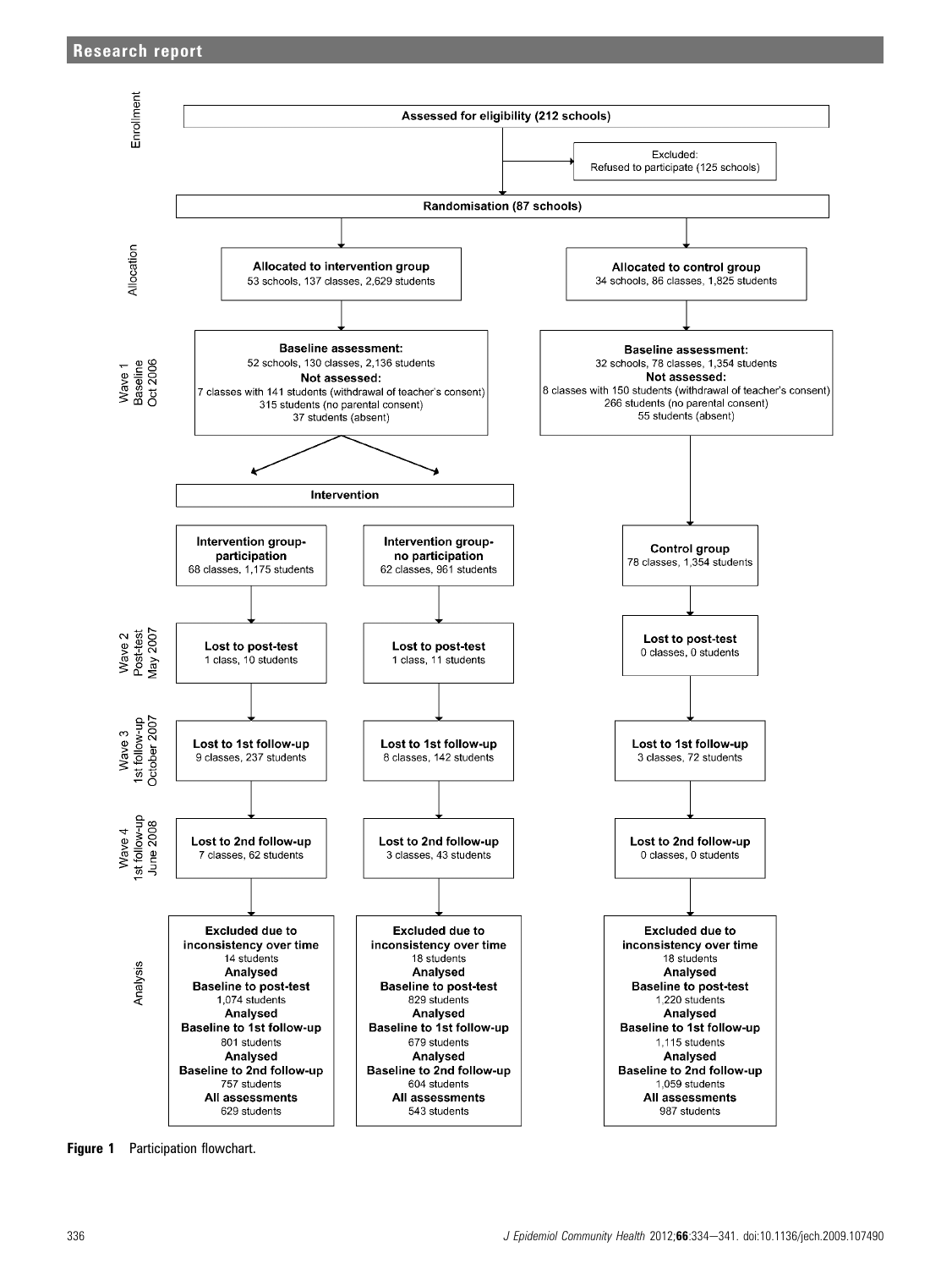**Enrollment**

Assessed for eligibility (212 schools)

Excluded: Refused to participate (125 schools)

Randomisation (87 schools)

**Allocation**

| Allocated to intervention group | Allocated to control group |
| --- | --- |
| 53 schools, 137 classes, 2,629 students | 34 schools, 86 classes, 1,825 students |

**Wave 1 Baseline Oct 2006**

| Intervention | Control |
| --- | --- |
| **Baseline assessment:** 52 schools, 130 classes, 2,136 students | **Baseline assessment:** 32 schools, 78 classes, 1,354 students |
| **Not assessed:** 7 classes with 141 students (withdrawal of teacher's consent); 315 students (no parental consent); 37 students (absent) | **Not assessed:** 8 classes with 150 students (withdrawal of teacher's consent); 266 students (no parental consent); 55 students (absent) |

**Intervention**

| | Intervention group-participation | Intervention group-no participation | Control group |
| --- | --- | --- | --- |
| | 68 classes, 1,175 students | 62 classes, 961 students | 78 classes, 1,354 students |
| Wave 2 Post-test May 2007 — Lost to post-test | 1 class, 10 students | 1 class, 11 students | 0 classes, 0 students |
| Wave 3 1st follow-up October 2007 — Lost to 1st follow-up | 9 classes, 237 students | 8 classes, 142 students | 3 classes, 72 students |
| Wave 4 1st follow-up June 2008 — Lost to 2nd follow-up | 7 classes, 62 students | 3 classes, 43 students | 0 classes, 0 students |
| Analysis — Excluded due to inconsistency over time | 14 students | 18 students | 18 students |
| Analysed Baseline to post-test | 1,074 students | 829 students | 1,220 students |
| Analysed Baseline to 1st follow-up | 801 students | 679 students | 1,115 students |
| Analysed Baseline to 2nd follow-up | 757 students | 604 students | 1,059 students |
| All assessments | 629 students | 543 students | 987 students |

**Figure 1** Participation flowchart.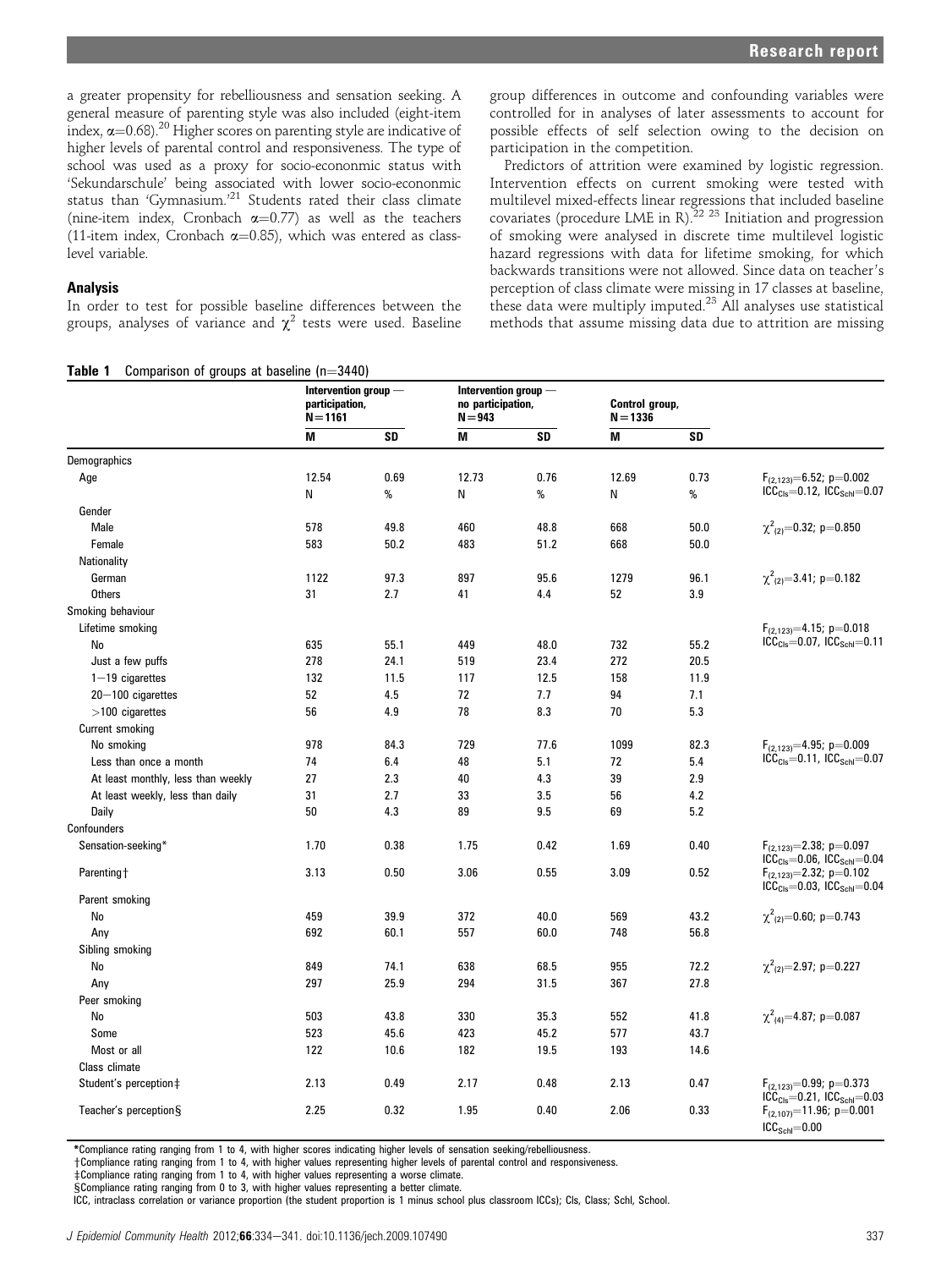a greater propensity for rebelliousness and sensation seeking. A general measure of parenting style was also included (eight-item index, $\alpha$=0.68).[20] Higher scores on parenting style are indicative of higher levels of parental control and responsiveness. The type of school was used as a proxy for socio-econonmic status with 'Sekundarschule' being associated with lower socio-econonmic status than 'Gymnasium.'[21] Students rated their class climate (nine-item index, Cronbach $\alpha$=0.77) as well as the teachers (11-item index, Cronbach $\alpha$=0.85), which was entered as class-level variable.

### Analysis

In order to test for possible baseline differences between the groups, analyses of variance and $\chi^2$ tests were used. Baseline group differences in outcome and confounding variables were controlled for in analyses of later assessments to account for possible effects of self selection owing to the decision on participation in the competition.

Predictors of attrition were examined by logistic regression. Intervention effects on current smoking were tested with multilevel mixed-effects linear regressions that included baseline covariates (procedure LME in R).[22 23] Initiation and progression of smoking were analysed in discrete time multilevel logistic hazard regressions with data for lifetime smoking, for which backwards transitions were not allowed. Since data on teacher's perception of class climate were missing in 17 classes at baseline, these data were multiply imputed.[23] All analyses use statistical methods that assume missing data due to attrition are missing

**Table 1** Comparison of groups at baseline (n=3440)

| | Intervention group — participation, N=1161 | | Intervention group — no participation, N=943 | | Control group, N=1336 | | |
|---|---|---|---|---|---|---|---|
| | M | SD | M | SD | M | SD | |
| Demographics | | | | | | | |
| Age | 12.54 | 0.69 | 12.73 | 0.76 | 12.69 | 0.73 | $F_{(2,123)}$=6.52; p=0.002 $ICC_{Cls}$=0.12, $ICC_{Schl}$=0.07 |
| | N | % | N | % | N | % | |
| Gender | | | | | | | |
| Male | 578 | 49.8 | 460 | 48.8 | 668 | 50.0 | $\chi^2_{(2)}$=0.32; p=0.850 |
| Female | 583 | 50.2 | 483 | 51.2 | 668 | 50.0 | |
| Nationality | | | | | | | |
| German | 1122 | 97.3 | 897 | 95.6 | 1279 | 96.1 | $\chi^2_{(2)}$=3.41; p=0.182 |
| Others | 31 | 2.7 | 41 | 4.4 | 52 | 3.9 | |
| Smoking behaviour | | | | | | | |
| Lifetime smoking | | | | | | | $F_{(2,123)}$=4.15; p=0.018 $ICC_{Cls}$=0.07, $ICC_{Schl}$=0.11 |
| No | 635 | 55.1 | 449 | 48.0 | 732 | 55.2 | |
| Just a few puffs | 278 | 24.1 | 519 | 23.4 | 272 | 20.5 | |
| 1–19 cigarettes | 132 | 11.5 | 117 | 12.5 | 158 | 11.9 | |
| 20–100 cigarettes | 52 | 4.5 | 72 | 7.7 | 94 | 7.1 | |
| >100 cigarettes | 56 | 4.9 | 78 | 8.3 | 70 | 5.3 | |
| Current smoking | | | | | | | |
| No smoking | 978 | 84.3 | 729 | 77.6 | 1099 | 82.3 | $F_{(2,123)}$=4.95; p=0.009 $ICC_{Cls}$=0.11, $ICC_{Schl}$=0.07 |
| Less than once a month | 74 | 6.4 | 48 | 5.1 | 72 | 5.4 | |
| At least monthly, less than weekly | 27 | 2.3 | 40 | 4.3 | 39 | 2.9 | |
| At least weekly, less than daily | 31 | 2.7 | 33 | 3.5 | 56 | 4.2 | |
| Daily | 50 | 4.3 | 89 | 9.5 | 69 | 5.2 | |
| Confounders | | | | | | | |
| Sensation-seeking* | 1.70 | 0.38 | 1.75 | 0.42 | 1.69 | 0.40 | $F_{(2,123)}$=2.38; p=0.097 $ICC_{Cls}$=0.06, $ICC_{Schl}$=0.04 |
| Parenting† | 3.13 | 0.50 | 3.06 | 0.55 | 3.09 | 0.52 | $F_{(2,123)}$=2.32; p=0.102 $ICC_{Cls}$=0.03, $ICC_{Schl}$=0.04 |
| Parent smoking | | | | | | | |
| No | 459 | 39.9 | 372 | 40.0 | 569 | 43.2 | $\chi^2_{(2)}$=0.60; p=0.743 |
| Any | 692 | 60.1 | 557 | 60.0 | 748 | 56.8 | |
| Sibling smoking | | | | | | | |
| No | 849 | 74.1 | 638 | 68.5 | 955 | 72.2 | $\chi^2_{(2)}$=2.97; p=0.227 |
| Any | 297 | 25.9 | 294 | 31.5 | 367 | 27.8 | |
| Peer smoking | | | | | | | |
| No | 503 | 43.8 | 330 | 35.3 | 552 | 41.8 | $\chi^2_{(4)}$=4.87; p=0.087 |
| Some | 523 | 45.6 | 423 | 45.2 | 577 | 43.7 | |
| Most or all | 122 | 10.6 | 182 | 19.5 | 193 | 14.6 | |
| Class climate | | | | | | | |
| Student's perception‡ | 2.13 | 0.49 | 2.17 | 0.48 | 2.13 | 0.47 | $F_{(2,123)}$=0.99; p=0.373 $ICC_{Cls}$=0.21, $ICC_{Schl}$=0.03 |
| Teacher's perception§ | 2.25 | 0.32 | 1.95 | 0.40 | 2.06 | 0.33 | $F_{(2,107)}$=11.96; p=0.001 $ICC_{Schl}$=0.00 |

*Compliance rating ranging from 1 to 4, with higher scores indicating higher levels of sensation seeking/rebelliousness.
†Compliance rating ranging from 1 to 4, with higher values representing higher levels of parental control and responsiveness.
‡Compliance rating ranging from 1 to 4, with higher values representing a worse climate.
§Compliance rating ranging from 0 to 3, with higher values representing a better climate.
ICC, intraclass correlation or variance proportion (the student proportion is 1 minus school plus classroom ICCs); Cls, Class; Schl, School.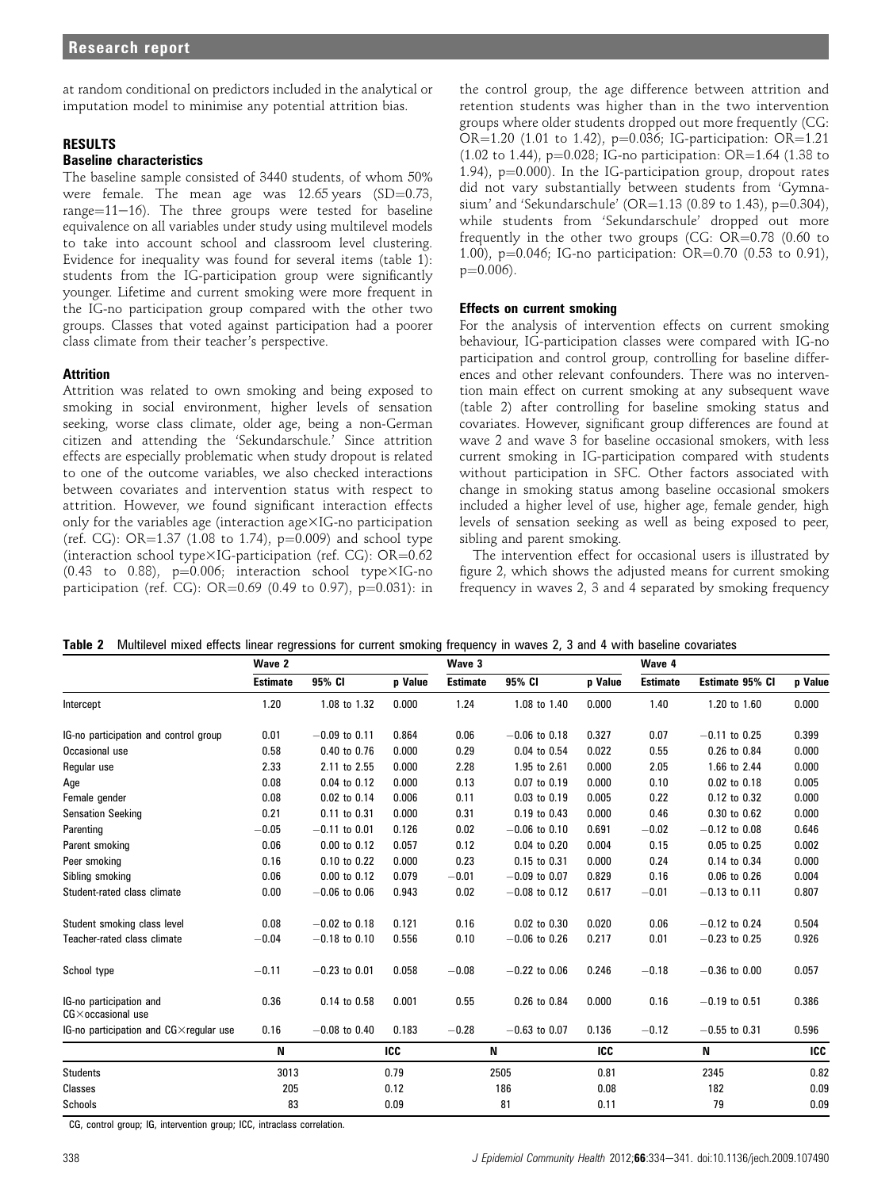at random conditional on predictors included in the analytical or imputation model to minimise any potential attrition bias.

## RESULTS

### Baseline characteristics

The baseline sample consisted of 3440 students, of whom 50% were female. The mean age was 12.65 years (SD=0.73, range=11–16). The three groups were tested for baseline equivalence on all variables under study using multilevel models to take into account school and classroom level clustering. Evidence for inequality was found for several items (table 1): students from the IG-participation group were significantly younger. Lifetime and current smoking were more frequent in the IG-no participation group compared with the other two groups. Classes that voted against participation had a poorer class climate from their teacher's perspective.

### Attrition

Attrition was related to own smoking and being exposed to smoking in social environment, higher levels of sensation seeking, worse class climate, older age, being a non-German citizen and attending the 'Sekundarschule.' Since attrition effects are especially problematic when study dropout is related to one of the outcome variables, we also checked interactions between covariates and intervention status with respect to attrition. However, we found significant interaction effects only for the variables age (interaction age×IG-no participation (ref. CG): OR=1.37 (1.08 to 1.74), p=0.009) and school type (interaction school type×IG-participation (ref. CG): OR=0.62 (0.43 to 0.88), p=0.006; interaction school type×IG-no participation (ref. CG): OR=0.69 (0.49 to 0.97), p=0.031): in the control group, the age difference between attrition and retention students was higher than in the two intervention groups where older students dropped out more frequently (CG: OR=1.20 (1.01 to 1.42), p=0.036; IG-participation: OR=1.21 (1.02 to 1.44), p=0.028; IG-no participation: OR=1.64 (1.38 to 1.94), p=0.000). In the IG-participation group, dropout rates did not vary substantially between students from 'Gymnasium' and 'Sekundarschule' (OR=1.13 (0.89 to 1.43), p=0.304), while students from 'Sekundarschule' dropped out more frequently in the other two groups (CG: OR=0.78 (0.60 to 1.00), p=0.046; IG-no participation: OR=0.70 (0.53 to 0.91), p=0.006).

### Effects on current smoking

For the analysis of intervention effects on current smoking behaviour, IG-participation classes were compared with IG-no participation and control group, controlling for baseline differences and other relevant confounders. There was no intervention main effect on current smoking at any subsequent wave (table 2) after controlling for baseline smoking status and covariates. However, significant group differences are found at wave 2 and wave 3 for baseline occasional smokers, with less current smoking in IG-participation compared with students without participation in SFC. Other factors associated with change in smoking status among baseline occasional smokers included a higher level of use, higher age, female gender, high levels of sensation seeking as well as being exposed to peer, sibling and parent smoking.

The intervention effect for occasional users is illustrated by figure 2, which shows the adjusted means for current smoking frequency in waves 2, 3 and 4 separated by smoking frequency

**Table 2** Multilevel mixed effects linear regressions for current smoking frequency in waves 2, 3 and 4 with baseline covariates

| | Wave 2 | | | Wave 3 | | | Wave 4 | | |
|---|---|---|---|---|---|---|---|---|---|
| | Estimate | 95% CI | p Value | Estimate | 95% CI | p Value | Estimate | Estimate 95% CI | p Value |
| Intercept | 1.20 | 1.08 to 1.32 | 0.000 | 1.24 | 1.08 to 1.40 | 0.000 | 1.40 | 1.20 to 1.60 | 0.000 |
| IG-no participation and control group | 0.01 | −0.09 to 0.11 | 0.864 | 0.06 | −0.06 to 0.18 | 0.327 | 0.07 | −0.11 to 0.25 | 0.399 |
| Occasional use | 0.58 | 0.40 to 0.76 | 0.000 | 0.29 | 0.04 to 0.54 | 0.022 | 0.55 | 0.26 to 0.84 | 0.000 |
| Regular use | 2.33 | 2.11 to 2.55 | 0.000 | 2.28 | 1.95 to 2.61 | 0.000 | 2.05 | 1.66 to 2.44 | 0.000 |
| Age | 0.08 | 0.04 to 0.12 | 0.000 | 0.13 | 0.07 to 0.19 | 0.000 | 0.10 | 0.02 to 0.18 | 0.005 |
| Female gender | 0.08 | 0.02 to 0.14 | 0.006 | 0.11 | 0.03 to 0.19 | 0.005 | 0.22 | 0.12 to 0.32 | 0.000 |
| Sensation Seeking | 0.21 | 0.11 to 0.31 | 0.000 | 0.31 | 0.19 to 0.43 | 0.000 | 0.46 | 0.30 to 0.62 | 0.000 |
| Parenting | −0.05 | −0.11 to 0.01 | 0.126 | 0.02 | −0.06 to 0.10 | 0.691 | −0.02 | −0.12 to 0.08 | 0.646 |
| Parent smoking | 0.06 | 0.00 to 0.12 | 0.057 | 0.12 | 0.04 to 0.20 | 0.004 | 0.15 | 0.05 to 0.25 | 0.002 |
| Peer smoking | 0.16 | 0.10 to 0.22 | 0.000 | 0.23 | 0.15 to 0.31 | 0.000 | 0.24 | 0.14 to 0.34 | 0.000 |
| Sibling smoking | 0.06 | 0.00 to 0.12 | 0.079 | −0.01 | −0.09 to 0.07 | 0.829 | 0.16 | 0.06 to 0.26 | 0.004 |
| Student-rated class climate | 0.00 | −0.06 to 0.06 | 0.943 | 0.02 | −0.08 to 0.12 | 0.617 | −0.01 | −0.13 to 0.11 | 0.807 |
| Student smoking class level | 0.08 | −0.02 to 0.18 | 0.121 | 0.16 | 0.02 to 0.30 | 0.020 | 0.06 | −0.12 to 0.24 | 0.504 |
| Teacher-rated class climate | −0.04 | −0.18 to 0.10 | 0.556 | 0.10 | −0.06 to 0.26 | 0.217 | 0.01 | −0.23 to 0.25 | 0.926 |
| School type | −0.11 | −0.23 to 0.01 | 0.058 | −0.08 | −0.22 to 0.06 | 0.246 | −0.18 | −0.36 to 0.00 | 0.057 |
| IG-no participation and CG×occasional use | 0.36 | 0.14 to 0.58 | 0.001 | 0.55 | 0.26 to 0.84 | 0.000 | 0.16 | −0.19 to 0.51 | 0.386 |
| IG-no participation and CG×regular use | 0.16 | −0.08 to 0.40 | 0.183 | −0.28 | −0.63 to 0.07 | 0.136 | −0.12 | −0.55 to 0.31 | 0.596 |
| | N | | ICC | N | | ICC | N | | ICC |
| Students | 3013 | | 0.79 | 2505 | | 0.81 | 2345 | | 0.82 |
| Classes | 205 | | 0.12 | 186 | | 0.08 | 182 | | 0.09 |
| Schools | 83 | | 0.09 | 81 | | 0.11 | 79 | | 0.09 |

CG, control group; IG, intervention group; ICC, intraclass correlation.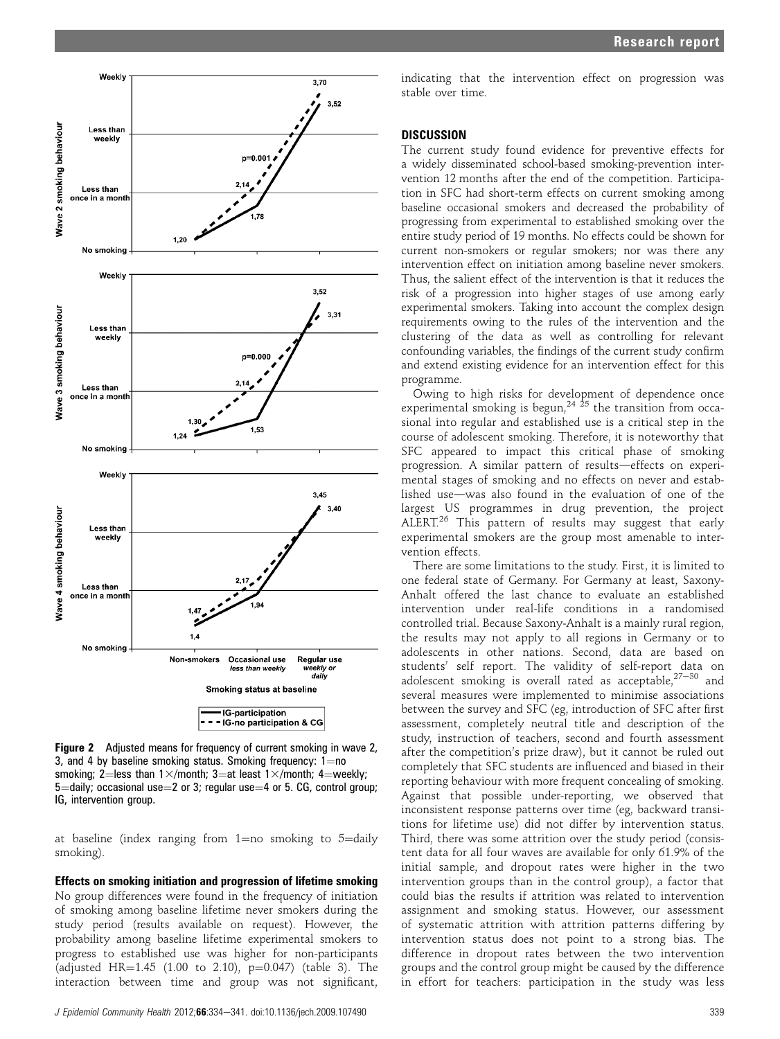**Figure 2** Adjusted means for frequency of current smoking in wave 2, 3, and 4 by baseline smoking status. Smoking frequency: 1=no smoking; 2=less than 1×/month; 3=at least 1×/month; 4=weekly; 5=daily; occasional use=2 or 3; regular use=4 or 5. CG, control group; IG, intervention group.

at baseline (index ranging from 1=no smoking to 5=daily smoking).

### Effects on smoking initiation and progression of lifetime smoking

No group differences were found in the frequency of initiation of smoking among baseline lifetime never smokers during the study period (results available on request). However, the probability among baseline lifetime experimental smokers to progress to established use was higher for non-participants (adjusted HR=1.45 (1.00 to 2.10), p=0.047) (table 3). The interaction between time and group was not significant, indicating that the intervention effect on progression was stable over time.

## DISCUSSION

The current study found evidence for preventive effects for a widely disseminated school-based smoking-prevention intervention 12 months after the end of the competition. Participation in SFC had short-term effects on current smoking among baseline occasional smokers and decreased the probability of progressing from experimental to established smoking over the entire study period of 19 months. No effects could be shown for current non-smokers or regular smokers; nor was there any intervention effect on initiation among baseline never smokers. Thus, the salient effect of the intervention is that it reduces the risk of a progression into higher stages of use among early experimental smokers. Taking into account the complex design requirements owing to the rules of the intervention and the clustering of the data as well as controlling for relevant confounding variables, the findings of the current study confirm and extend existing evidence for an intervention effect for this programme.

Owing to high risks for development of dependence once experimental smoking is begun,[24 25] the transition from occasional into regular and established use is a critical step in the course of adolescent smoking. Therefore, it is noteworthy that SFC appeared to impact this critical phase of smoking progression. A similar pattern of results—effects on experimental stages of smoking and no effects on never and established use—was also found in the evaluation of one of the largest US programmes in drug prevention, the project ALERT.[26] This pattern of results may suggest that early experimental smokers are the group most amenable to intervention effects.

There are some limitations to the study. First, it is limited to one federal state of Germany. For Germany at least, Saxony-Anhalt offered the last chance to evaluate an established intervention under real-life conditions in a randomised controlled trial. Because Saxony-Anhalt is a mainly rural region, the results may not apply to all regions in Germany or to adolescents in other nations. Second, data are based on students' self report. The validity of self-report data on adolescent smoking is overall rated as acceptable,[27–30] and several measures were implemented to minimise associations between the survey and SFC (eg, introduction of SFC after first assessment, completely neutral title and description of the study, instruction of teachers, second and fourth assessment after the competition's prize draw), but it cannot be ruled out completely that SFC students are influenced and biased in their reporting behaviour with more frequent concealing of smoking. Against that possible under-reporting, we observed that inconsistent response patterns over time (eg, backward transitions for lifetime use) did not differ by intervention status. Third, there was some attrition over the study period (consistent data for all four waves are available for only 61.9% of the initial sample, and dropout rates were higher in the two intervention groups than in the control group), a factor that could bias the results if attrition was related to intervention assignment and smoking status. However, our assessment of systematic attrition with attrition patterns differing by intervention status does not point to a strong bias. The difference in dropout rates between the two intervention groups and the control group might be caused by the difference in effort for teachers: participation in the study was less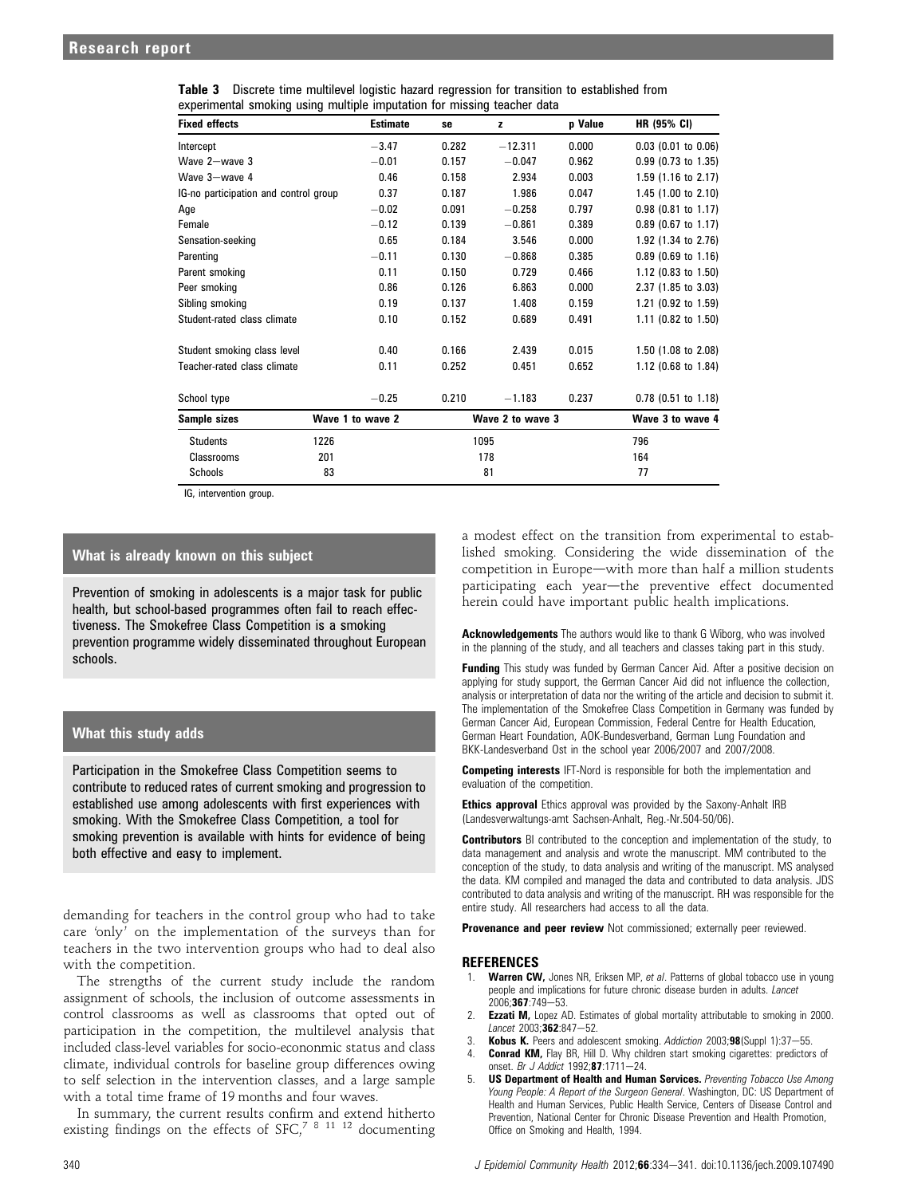**Table 3** Discrete time multilevel logistic hazard regression for transition to established from experimental smoking using multiple imputation for missing teacher data

| Fixed effects | Estimate | se | z | p Value | HR (95% CI) |
|---|---|---|---|---|---|
| Intercept | −3.47 | 0.282 | −12.311 | 0.000 | 0.03 (0.01 to 0.06) |
| Wave 2—wave 3 | −0.01 | 0.157 | −0.047 | 0.962 | 0.99 (0.73 to 1.35) |
| Wave 3—wave 4 | 0.46 | 0.158 | 2.934 | 0.003 | 1.59 (1.16 to 2.17) |
| IG-no participation and control group | 0.37 | 0.187 | 1.986 | 0.047 | 1.45 (1.00 to 2.10) |
| Age | −0.02 | 0.091 | −0.258 | 0.797 | 0.98 (0.81 to 1.17) |
| Female | −0.12 | 0.139 | −0.861 | 0.389 | 0.89 (0.67 to 1.17) |
| Sensation-seeking | 0.65 | 0.184 | 3.546 | 0.000 | 1.92 (1.34 to 2.76) |
| Parenting | −0.11 | 0.130 | −0.868 | 0.385 | 0.89 (0.69 to 1.16) |
| Parent smoking | 0.11 | 0.150 | 0.729 | 0.466 | 1.12 (0.83 to 1.50) |
| Peer smoking | 0.86 | 0.126 | 6.863 | 0.000 | 2.37 (1.85 to 3.03) |
| Sibling smoking | 0.19 | 0.137 | 1.408 | 0.159 | 1.21 (0.92 to 1.59) |
| Student-rated class climate | 0.10 | 0.152 | 0.689 | 0.491 | 1.11 (0.82 to 1.50) |
| Student smoking class level | 0.40 | 0.166 | 2.439 | 0.015 | 1.50 (1.08 to 2.08) |
| Teacher-rated class climate | 0.11 | 0.252 | 0.451 | 0.652 | 1.12 (0.68 to 1.84) |
| School type | −0.25 | 0.210 | −1.183 | 0.237 | 0.78 (0.51 to 1.18) |

| Sample sizes | Wave 1 to wave 2 | Wave 2 to wave 3 | Wave 3 to wave 4 |
|---|---|---|---|
| Students | 1226 | 1095 | 796 |
| Classrooms | 201 | 178 | 164 |
| Schools | 83 | 81 | 77 |

IG, intervention group.

demanding for teachers in the control group who had to take care 'only' on the implementation of the surveys than for teachers in the two intervention groups who had to deal also with the competition.

The strengths of the current study include the random assignment of schools, the inclusion of outcome assessments in control classrooms as well as classrooms that opted out of participation in the competition, the multilevel analysis that included class-level variables for socio-econonmic status and class climate, individual controls for baseline group differences owing to self selection in the intervention classes, and a large sample with a total time frame of 19 months and four waves.

In summary, the current results confirm and extend hitherto existing findings on the effects of SFC,[7 8 11 12] documenting a modest effect on the transition from experimental to established smoking. Considering the wide dissemination of the competition in Europe—with more than half a million students participating each year—the preventive effect documented herein could have important public health implications.

### What is already known on this subject

Prevention of smoking in adolescents is a major task for public health, but school-based programmes often fail to reach effectiveness. The Smokefree Class Competition is a smoking prevention programme widely disseminated throughout European schools.

### What this study adds

Participation in the Smokefree Class Competition seems to contribute to reduced rates of current smoking and progression to established use among adolescents with first experiences with smoking. With the Smokefree Class Competition, a tool for smoking prevention is available with hints for evidence of being both effective and easy to implement.

**Acknowledgements** The authors would like to thank G Wiborg, who was involved in the planning of the study, and all teachers and classes taking part in this study.

**Funding** This study was funded by German Cancer Aid. After a positive decision on applying for study support, the German Cancer Aid did not influence the collection, analysis or interpretation of data nor the writing of the article and decision to submit it. The implementation of the Smokefree Class Competition in Germany was funded by German Cancer Aid, European Commission, Federal Centre for Health Education, German Heart Foundation, AOK-Bundesverband, German Lung Foundation and BKK-Landesverband Ost in the school year 2006/2007 and 2007/2008.

**Competing interests** IFT-Nord is responsible for both the implementation and evaluation of the competition.

**Ethics approval** Ethics approval was provided by the Saxony-Anhalt IRB (Landesverwaltungs-amt Sachsen-Anhalt, Reg.-Nr.504-50/06).

**Contributors** BI contributed to the conception and implementation of the study, to data management and analysis and wrote the manuscript. MM contributed to the conception of the study, to data analysis and writing of the manuscript. MS analysed the data. KM compiled and managed the data and contributed to data analysis. JDS contributed to data analysis and writing of the manuscript. RH was responsible for the entire study. All researchers had access to all the data.

**Provenance and peer review** Not commissioned; externally peer reviewed.

## REFERENCES

1. **Warren CW,** Jones NR, Eriksen MP, *et al*. Patterns of global tobacco use in young people and implications for future chronic disease burden in adults. *Lancet* 2006;**367**:749—53.
2. **Ezzati M,** Lopez AD. Estimates of global mortality attributable to smoking in 2000. *Lancet* 2003;**362**:847—52.
3. **Kobus K.** Peers and adolescent smoking. *Addiction* 2003;**98**(Suppl 1):37—55.
4. **Conrad KM,** Flay BR, Hill D. Why children start smoking cigarettes: predictors of onset. *Br J Addict* 1992;**87**:1711—24.
5. **US Department of Health and Human Services.** *Preventing Tobacco Use Among Young People: A Report of the Surgeon General*. Washington, DC: US Department of Health and Human Services, Public Health Service, Centers of Disease Control and Prevention, National Center for Chronic Disease Prevention and Health Promotion, Office on Smoking and Health, 1994.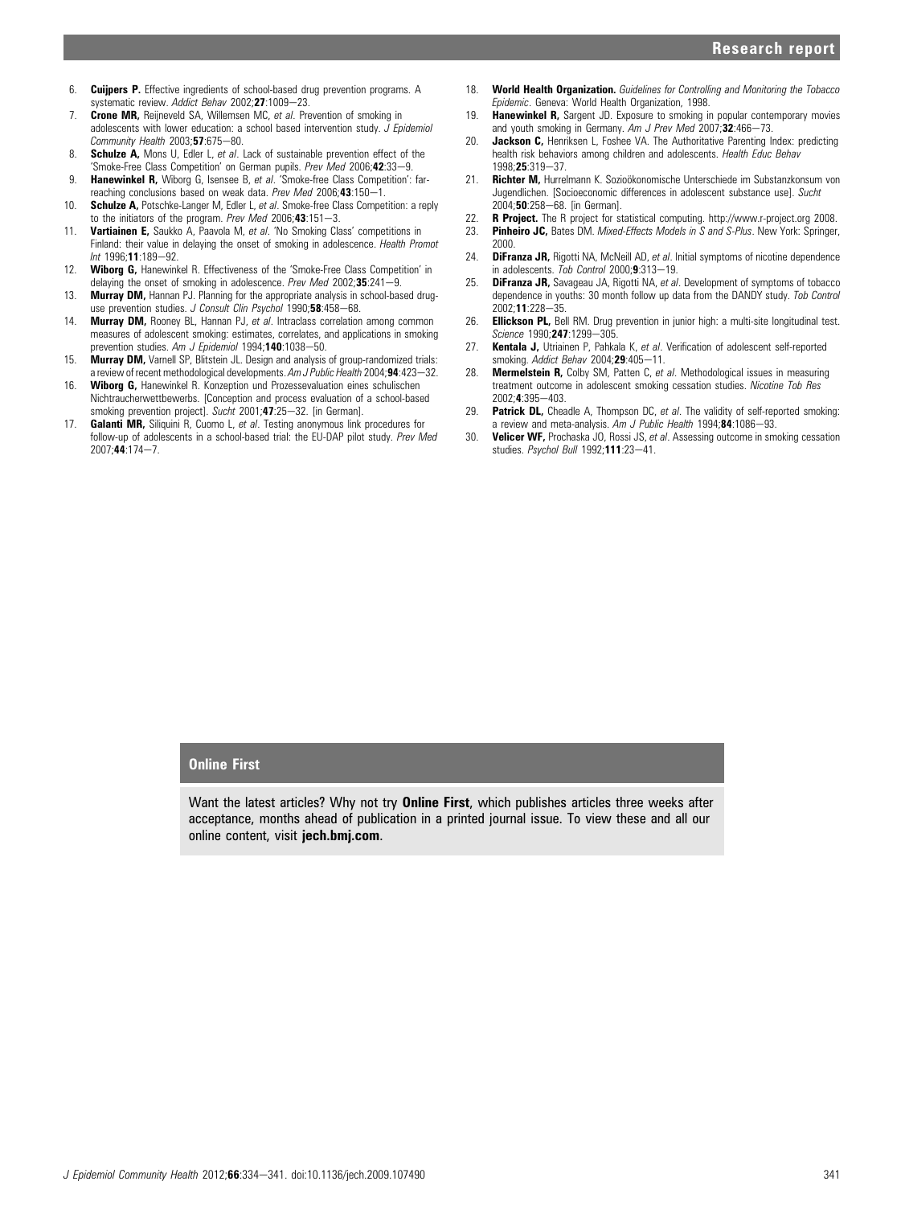6. **Cuijpers P.** Effective ingredients of school-based drug prevention programs. A systematic review. *Addict Behav* 2002;**27**:1009–23.
7. **Crone MR,** Reijneveld SA, Willemsen MC, *et al*. Prevention of smoking in adolescents with lower education: a school based intervention study. *J Epidemiol Community Health* 2003;**57**:675–80.
8. **Schulze A,** Mons U, Edler L, *et al*. Lack of sustainable prevention effect of the 'Smoke-Free Class Competition' on German pupils. *Prev Med* 2006;**42**:33–9.
9. **Hanewinkel R,** Wiborg G, Isensee B, *et al*. 'Smoke-free Class Competition': far-reaching conclusions based on weak data. *Prev Med* 2006;**43**:150–1.
10. **Schulze A,** Potschke-Langer M, Edler L, *et al*. Smoke-free Class Competition: a reply to the initiators of the program. *Prev Med* 2006;**43**:151–3.
11. **Vartiainen E,** Saukko A, Paavola M, *et al*. 'No Smoking Class' competitions in Finland: their value in delaying the onset of smoking in adolescence. *Health Promot Int* 1996;**11**:189–92.
12. **Wiborg G,** Hanewinkel R. Effectiveness of the 'Smoke-Free Class Competition' in delaying the onset of smoking in adolescence. *Prev Med* 2002;**35**:241–9.
13. **Murray DM,** Hannan PJ. Planning for the appropriate analysis in school-based drug-use prevention studies. *J Consult Clin Psychol* 1990;**58**:458–68.
14. **Murray DM,** Rooney BL, Hannan PJ, *et al*. Intraclass correlation among common measures of adolescent smoking: estimates, correlates, and applications in smoking prevention studies. *Am J Epidemiol* 1994;**140**:1038–50.
15. **Murray DM,** Varnell SP, Blitstein JL. Design and analysis of group-randomized trials: a review of recent methodological developments. *Am J Public Health* 2004;**94**:423–32.
16. **Wiborg G,** Hanewinkel R. Konzeption und Prozessevaluation eines schulischen Nichtraucherwettbewerbs. [Conception and process evaluation of a school-based smoking prevention project]. *Sucht* 2001;**47**:25–32. [in German].
17. **Galanti MR,** Siliquini R, Cuomo L, *et al*. Testing anonymous link procedures for follow-up of adolescents in a school-based trial: the EU-DAP pilot study. *Prev Med* 2007;**44**:174–7.
18. **World Health Organization.** *Guidelines for Controlling and Monitoring the Tobacco Epidemic*. Geneva: World Health Organization, 1998.
19. **Hanewinkel R,** Sargent JD. Exposure to smoking in popular contemporary movies and youth smoking in Germany. *Am J Prev Med* 2007;**32**:466–73.
20. **Jackson C,** Henriksen L, Foshee VA. The Authoritative Parenting Index: predicting health risk behaviors among children and adolescents. *Health Educ Behav* 1998;**25**:319–37.
21. **Richter M,** Hurrelmann K. Sozioökonomische Unterschiede im Substanzkonsum von Jugendlichen. [Socioeconomic differences in adolescent substance use]. *Sucht* 2004;**50**:258–68. [in German].
22. **R Project.** The R project for statistical computing. http://www.r-project.org 2008.
23. **Pinheiro JC,** Bates DM. *Mixed-Effects Models in S and S-Plus*. New York: Springer, 2000.
24. **DiFranza JR,** Rigotti NA, McNeill AD, *et al*. Initial symptoms of nicotine dependence in adolescents. *Tob Control* 2000;**9**:313–19.
25. **DiFranza JR,** Savageau JA, Rigotti NA, *et al*. Development of symptoms of tobacco dependence in youths: 30 month follow up data from the DANDY study. *Tob Control* 2002;**11**:228–35.
26. **Ellickson PL,** Bell RM. Drug prevention in junior high: a multi-site longitudinal test. *Science* 1990;**247**:1299–305.
27. **Kentala J,** Utriainen P, Pahkala K, *et al*. Verification of adolescent self-reported smoking. *Addict Behav* 2004;**29**:405–11.
28. **Mermelstein R,** Colby SM, Patten C, *et al*. Methodological issues in measuring treatment outcome in adolescent smoking cessation studies. *Nicotine Tob Res* 2002;**4**:395–403.
29. **Patrick DL,** Cheadle A, Thompson DC, *et al*. The validity of self-reported smoking: a review and meta-analysis. *Am J Public Health* 1994;**84**:1086–93.
30. **Velicer WF,** Prochaska JO, Rossi JS, *et al*. Assessing outcome in smoking cessation studies. *Psychol Bull* 1992;**111**:23–41.

## Online First

Want the latest articles? Why not try **Online First**, which publishes articles three weeks after acceptance, months ahead of publication in a printed journal issue. To view these and all our online content, visit **jech.bmj.com**.